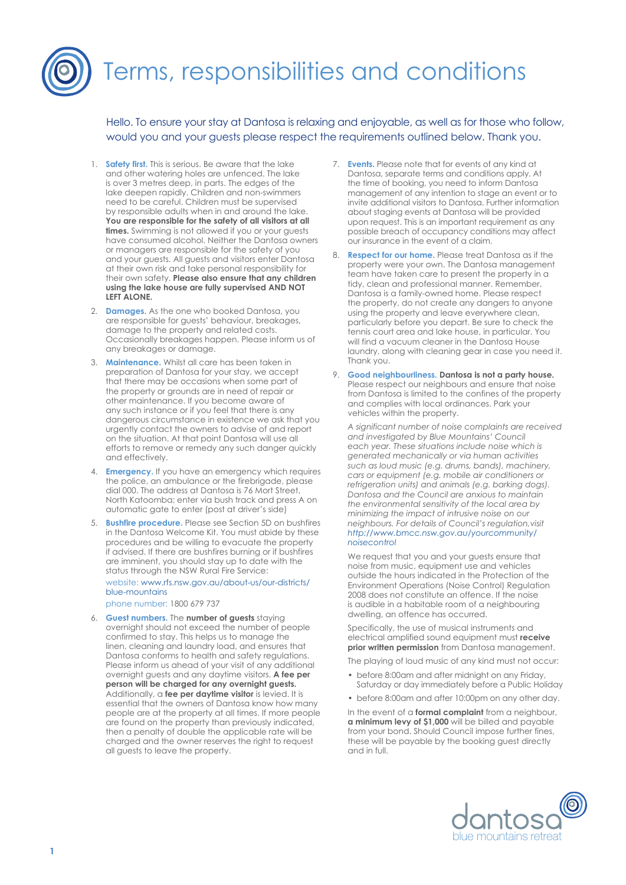# Terms, responsibilities and conditions

Hello. To ensure your stay at Dantosa is relaxing and enjoyable, as well as for those who follow, would you and your guests please respect the requirements outlined below. Thank you.

1. **Safety first.** This is serious. Be aware that the lake and other watering holes are unfenced. The lake is over 3 metres deep, in parts. The edges of the lake deepen rapidly. Children and non-swimmers need to be careful. Children must be supervised by responsible adults when in and around the lake. **You are responsible for the safety of all visitors at all times.** Swimming is not allowed if you or your guests have consumed alcohol. Neither the Dantosa owners or managers are responsible for the safety of you and your guests. All guests and visitors enter Dantosa at their own risk and take personal responsibility for their own safety. **Please also ensure that any children using the lake house are fully supervised AND NOT LEFT ALONE.**

2. **Damages.** As the one who booked Dantosa, you are responsible for guests' behaviour, breakages, damage to the property and related costs. Occasionally breakages happen. Please inform us of any breakages or damage.

3. **Maintenance.** Whilst all care has been taken in preparation of Dantosa for your stay, we accept that there may be occasions when some part of the property or grounds are in need of repair or other maintenance. If you become aware of any such instance or if you feel that there is any dangerous circumstance in existence we ask that you urgently contact the owners to advise of and report on the situation. At that point Dantosa will use all efforts to remove or remedy any such danger quickly and effectively.

4. **Emergency.** If you have an emergency which requires the police, an ambulance or the firebrigade, please dial 000. The address at Dantosa is 76 Mort Street, North Katoomba; enter via bush track and press A on automatic gate to enter (post at driver's side)

5. **Bushfire procedure.** Please see Section 5D on bushfires in the Dantosa Welcome Kit. You must abide by these procedures and be willing to evacuate the property if advised. If there are bushfires burning or if bushfires are imminent, you should stay up to date with the status through the NSW Rural Fire Service:

   website: www.rfs.nsw.gov.au/about-us/our-districts/blue-mountains

   phone number: 1800 679 737

6. **Guest numbers.** The **number of guests** staying overnight should not exceed the number of people confirmed to stay. This helps us to manage the linen, cleaning and laundry load, and ensures that Dantosa conforms to health and safety regulations. Please inform us ahead of your visit of any additional overnight guests and any daytime visitors. **A fee per person will be charged for any overnight guests.** Additionally, a **fee per daytime visitor** is levied. It is essential that the owners of Dantosa know how many people are at the property at all times. If more people are found on the property than previously indicated, then a penalty of double the applicable rate will be charged and the owner reserves the right to request all guests to leave the property.

7. **Events.** Please note that for events of any kind at Dantosa, separate terms and conditions apply. At the time of booking, you need to inform Dantosa management of any intention to stage an event or to invite additional visitors to Dantosa. Further information about staging events at Dantosa will be provided upon request. This is an important requirement as any possible breach of occupancy conditions may affect our insurance in the event of a claim.

8. **Respect for our home.** Please treat Dantosa as if the property were your own. The Dantosa management team have taken care to present the property in a tidy, clean and professional manner. Remember, Dantosa is a family-owned home. Please respect the property, do not create any dangers to anyone using the property and leave everywhere clean, particularly before you depart. Be sure to check the tennis court area and lake house, in particular. You will find a vacuum cleaner in the Dantosa House laundry, along with cleaning gear in case you need it. Thank you.

9. **Good neighbourliness. Dantosa is not a party house.** Please respect our neighbours and ensure that noise from Dantosa is limited to the confines of the property and complies with local ordinances. Park your vehicles within the property.

   *A significant number of noise complaints are received and investigated by Blue Mountains' Council each year. These situations include noise which is generated mechanically or via human activities such as loud music (e.g. drums, bands), machinery, cars or equipment (e.g. mobile air conditioners or refrigeration units) and animals (e.g. barking dogs). Dantosa and the Council are anxious to maintain the environmental sensitivity of the local area by minimizing the impact of intrusive noise on our neighbours. For details of Council's regulation, visit http://www.bmcc.nsw.gov.au/yourcommunity/noisecontrol*

   We request that you and your guests ensure that noise from music, equipment use and vehicles outside the hours indicated in the Protection of the Environment Operations (Noise Control) Regulation 2008 does not constitute an offence. If the noise is audible in a habitable room of a neighbouring dwelling, an offence has occurred.

   Specifically, the use of musical instruments and electrical amplified sound equipment must **receive prior written permission** from Dantosa management.

   The playing of loud music of any kind must not occur:

   - before 8:00am and after midnight on any Friday, Saturday or day immediately before a Public Holiday
   - before 8:00am and after 10:00pm on any other day.

   In the event of a **formal complaint** from a neighbour, **a minimum levy of $1,000** will be billed and payable from your bond. Should Council impose further fines, these will be payable by the booking guest directly and in full.

dantosa
blue mountains retreat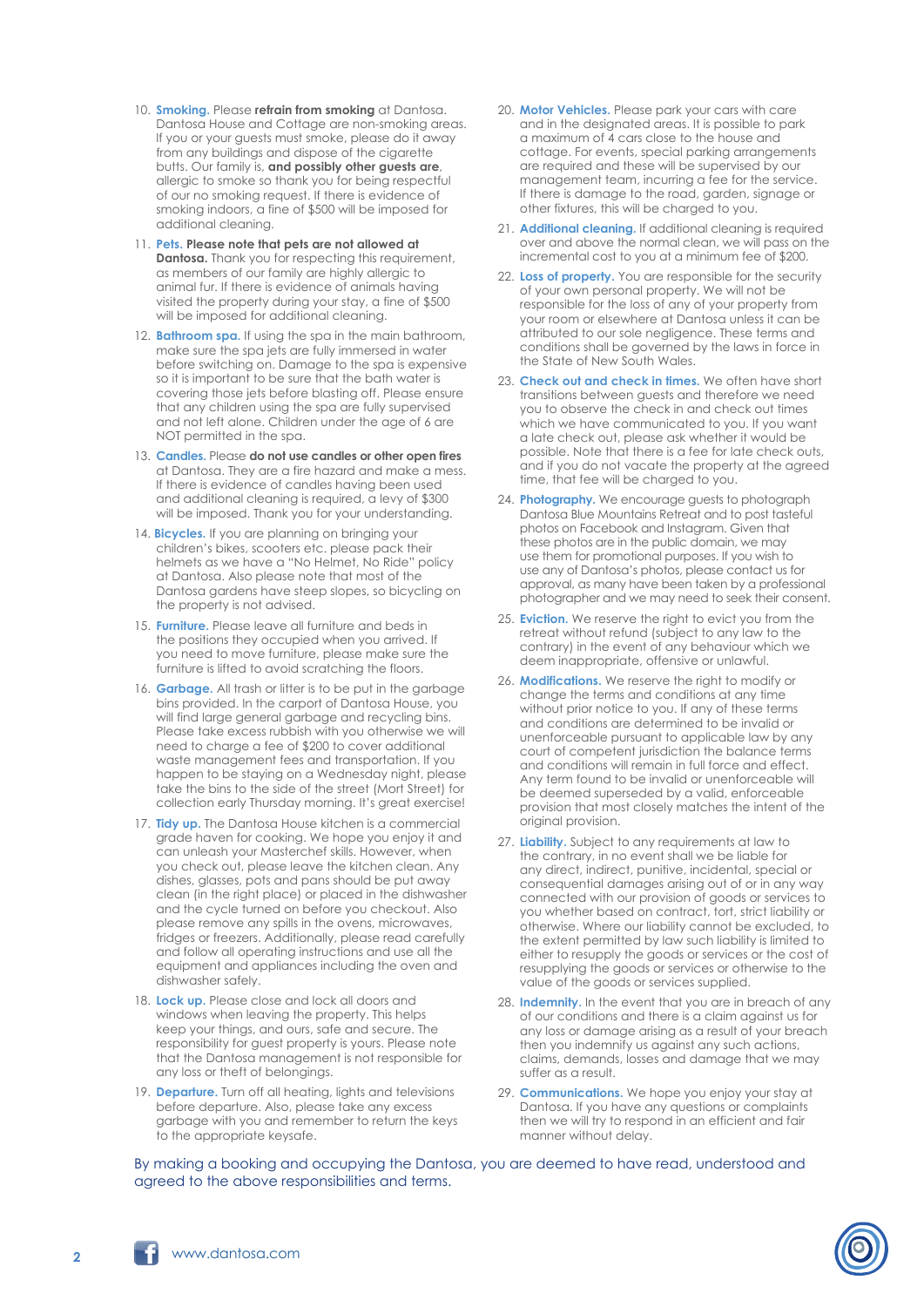10. **Smoking.** Please **refrain from smoking** at Dantosa. Dantosa House and Cottage are non-smoking areas. If you or your guests must smoke, please do it away from any buildings and dispose of the cigarette butts. Our family is, **and possibly other guests are**, allergic to smoke so thank you for being respectful of our no smoking request. If there is evidence of smoking indoors, a fine of $500 will be imposed for additional cleaning.

11. **Pets. Please note that pets are not allowed at Dantosa.** Thank you for respecting this requirement, as members of our family are highly allergic to animal fur. If there is evidence of animals having visited the property during your stay, a fine of $500 will be imposed for additional cleaning.

12. **Bathroom spa.** If using the spa in the main bathroom, make sure the spa jets are fully immersed in water before switching on. Damage to the spa is expensive so it is important to be sure that the bath water is covering those jets before blasting off. Please ensure that any children using the spa are fully supervised and not left alone. Children under the age of 6 are NOT permitted in the spa.

13. **Candles.** Please **do not use candles or other open fires** at Dantosa. They are a fire hazard and make a mess. If there is evidence of candles having been used and additional cleaning is required, a levy of $300 will be imposed. Thank you for your understanding.

14. **Bicycles.** If you are planning on bringing your children's bikes, scooters etc. please pack their helmets as we have a "No Helmet, No Ride" policy at Dantosa. Also please note that most of the Dantosa gardens have steep slopes, so bicycling on the property is not advised.

15. **Furniture.** Please leave all furniture and beds in the positions they occupied when you arrived. If you need to move furniture, please make sure the furniture is lifted to avoid scratching the floors.

16. **Garbage.** All trash or litter is to be put in the garbage bins provided. In the carport of Dantosa House, you will find large general garbage and recycling bins. Please take excess rubbish with you otherwise we will need to charge a fee of $200 to cover additional waste management fees and transportation. If you happen to be staying on a Wednesday night, please take the bins to the side of the street (Mort Street) for collection early Thursday morning. It's great exercise!

17. **Tidy up.** The Dantosa House kitchen is a commercial grade haven for cooking. We hope you enjoy it and can unleash your Masterchef skills. However, when you check out, please leave the kitchen clean. Any dishes, glasses, pots and pans should be put away clean (in the right place) or placed in the dishwasher and the cycle turned on before you checkout. Also please remove any spills in the ovens, microwaves, fridges or freezers. Additionally, please read carefully and follow all operating instructions and use all the equipment and appliances including the oven and dishwasher safely.

18. **Lock up.** Please close and lock all doors and windows when leaving the property. This helps keep your things, and ours, safe and secure. The responsibility for guest property is yours. Please note that the Dantosa management is not responsible for any loss or theft of belongings.

19. **Departure.** Turn off all heating, lights and televisions before departure. Also, please take any excess garbage with you and remember to return the keys to the appropriate keysafe.

20. **Motor Vehicles.** Please park your cars with care and in the designated areas. It is possible to park a maximum of 4 cars close to the house and cottage. For events, special parking arrangements are required and these will be supervised by our management team, incurring a fee for the service. If there is damage to the road, garden, signage or other fixtures, this will be charged to you.

21. **Additional cleaning.** If additional cleaning is required over and above the normal clean, we will pass on the incremental cost to you at a minimum fee of $200.

22. **Loss of property.** You are responsible for the security of your own personal property. We will not be responsible for the loss of any of your property from your room or elsewhere at Dantosa unless it can be attributed to our sole negligence. These terms and conditions shall be governed by the laws in force in the State of New South Wales.

23. **Check out and check in times.** We often have short transitions between guests and therefore we need you to observe the check in and check out times which we have communicated to you. If you want a late check out, please ask whether it would be possible. Note that there is a fee for late check outs, and if you do not vacate the property at the agreed time, that fee will be charged to you.

24. **Photography.** We encourage guests to photograph Dantosa Blue Mountains Retreat and to post tasteful photos on Facebook and Instagram. Given that these photos are in the public domain, we may use them for promotional purposes. If you wish to use any of Dantosa's photos, please contact us for approval, as many have been taken by a professional photographer and we may need to seek their consent.

25. **Eviction.** We reserve the right to evict you from the retreat without refund (subject to any law to the contrary) in the event of any behaviour which we deem inappropriate, offensive or unlawful.

26. **Modifications.** We reserve the right to modify or change the terms and conditions at any time without prior notice to you. If any of these terms and conditions are determined to be invalid or unenforceable pursuant to applicable law by any court of competent jurisdiction the balance terms and conditions will remain in full force and effect. Any term found to be invalid or unenforceable will be deemed superseded by a valid, enforceable provision that most closely matches the intent of the original provision.

27. **Liability.** Subject to any requirements at law to the contrary, in no event shall we be liable for any direct, indirect, punitive, incidental, special or consequential damages arising out of or in any way connected with our provision of goods or services to you whether based on contract, tort, strict liability or otherwise. Where our liability cannot be excluded, to the extent permitted by law such liability is limited to either to resupply the goods or services or the cost of resupplying the goods or services or otherwise to the value of the goods or services supplied.

28. **Indemnity.** In the event that you are in breach of any of our conditions and there is a claim against us for any loss or damage arising as a result of your breach then you indemnify us against any such actions, claims, demands, losses and damage that we may suffer as a result.

29. **Communications.** We hope you enjoy your stay at Dantosa. If you have any questions or complaints then we will try to respond in an efficient and fair manner without delay.

By making a booking and occupying the Dantosa, you are deemed to have read, understood and agreed to the above responsibilities and terms.

www.dantosa.com